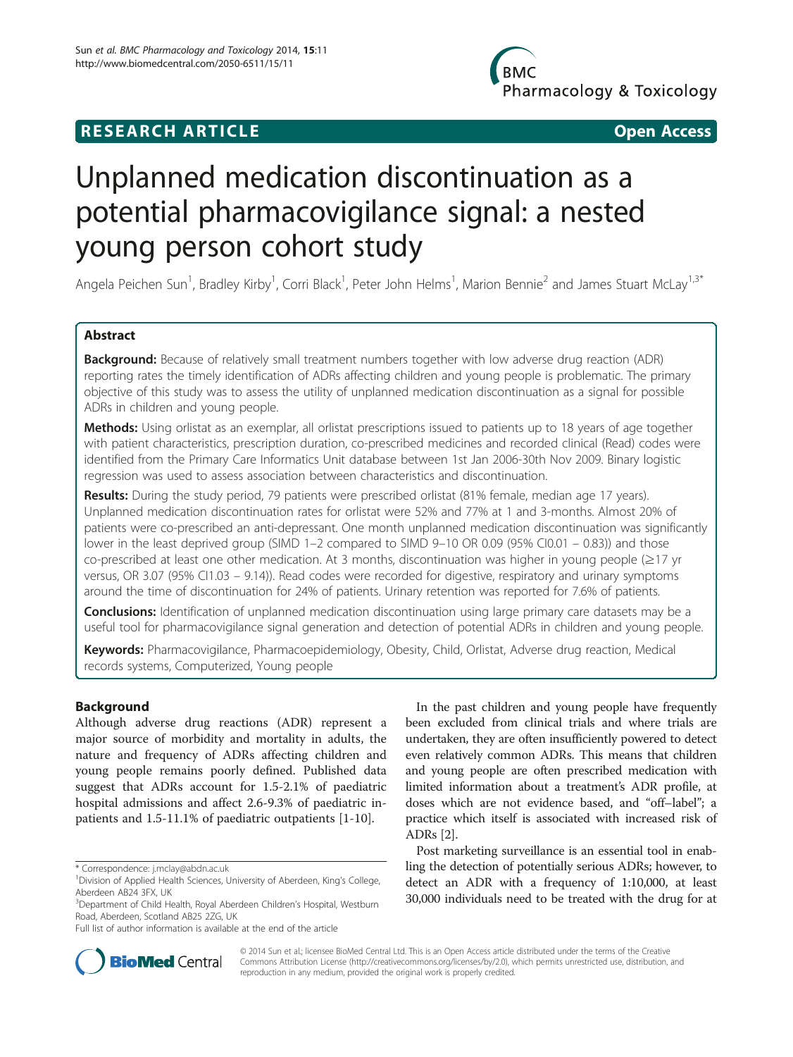RESEARCH ARTICLE Open Access

# Unplanned medication discontinuation as a potential pharmacovigilance signal: a nested young person cohort study

Angela Peichen Sun[1], Bradley Kirby[1], Corri Black[1], Peter John Helms[1], Marion Bennie[2] and James Stuart McLay[1,3*]

## Abstract

**Background:** Because of relatively small treatment numbers together with low adverse drug reaction (ADR) reporting rates the timely identification of ADRs affecting children and young people is problematic. The primary objective of this study was to assess the utility of unplanned medication discontinuation as a signal for possible ADRs in children and young people.

**Methods:** Using orlistat as an exemplar, all orlistat prescriptions issued to patients up to 18 years of age together with patient characteristics, prescription duration, co-prescribed medicines and recorded clinical (Read) codes were identified from the Primary Care Informatics Unit database between 1st Jan 2006-30th Nov 2009. Binary logistic regression was used to assess association between characteristics and discontinuation.

**Results:** During the study period, 79 patients were prescribed orlistat (81% female, median age 17 years). Unplanned medication discontinuation rates for orlistat were 52% and 77% at 1 and 3-months. Almost 20% of patients were co-prescribed an anti-depressant. One month unplanned medication discontinuation was significantly lower in the least deprived group (SIMD 1–2 compared to SIMD 9–10 OR 0.09 (95% CI0.01 – 0.83)) and those co-prescribed at least one other medication. At 3 months, discontinuation was higher in young people (≥17 yr versus, OR 3.07 (95% CI1.03 – 9.14)). Read codes were recorded for digestive, respiratory and urinary symptoms around the time of discontinuation for 24% of patients. Urinary retention was reported for 7.6% of patients.

**Conclusions:** Identification of unplanned medication discontinuation using large primary care datasets may be a useful tool for pharmacovigilance signal generation and detection of potential ADRs in children and young people.

**Keywords:** Pharmacovigilance, Pharmacoepidemiology, Obesity, Child, Orlistat, Adverse drug reaction, Medical records systems, Computerized, Young people

## Background

Although adverse drug reactions (ADR) represent a major source of morbidity and mortality in adults, the nature and frequency of ADRs affecting children and young people remains poorly defined. Published data suggest that ADRs account for 1.5-2.1% of paediatric hospital admissions and affect 2.6-9.3% of paediatric in-patients and 1.5-11.1% of paediatric outpatients [1-10].

In the past children and young people have frequently been excluded from clinical trials and where trials are undertaken, they are often insufficiently powered to detect even relatively common ADRs. This means that children and young people are often prescribed medication with limited information about a treatment's ADR profile, at doses which are not evidence based, and "off–label"; a practice which itself is associated with increased risk of ADRs [2].

Post marketing surveillance is an essential tool in enabling the detection of potentially serious ADRs; however, to detect an ADR with a frequency of 1:10,000, at least 30,000 individuals need to be treated with the drug for at

\* Correspondence: j.mclay@abdn.ac.uk
[1]Division of Applied Health Sciences, University of Aberdeen, King's College, Aberdeen AB24 3FX, UK
[3]Department of Child Health, Royal Aberdeen Children's Hospital, Westburn Road, Aberdeen, Scotland AB25 2ZG, UK
Full list of author information is available at the end of the article

© 2014 Sun et al.; licensee BioMed Central Ltd. This is an Open Access article distributed under the terms of the Creative Commons Attribution License (http://creativecommons.org/licenses/by/2.0), which permits unrestricted use, distribution, and reproduction in any medium, provided the original work is properly credited.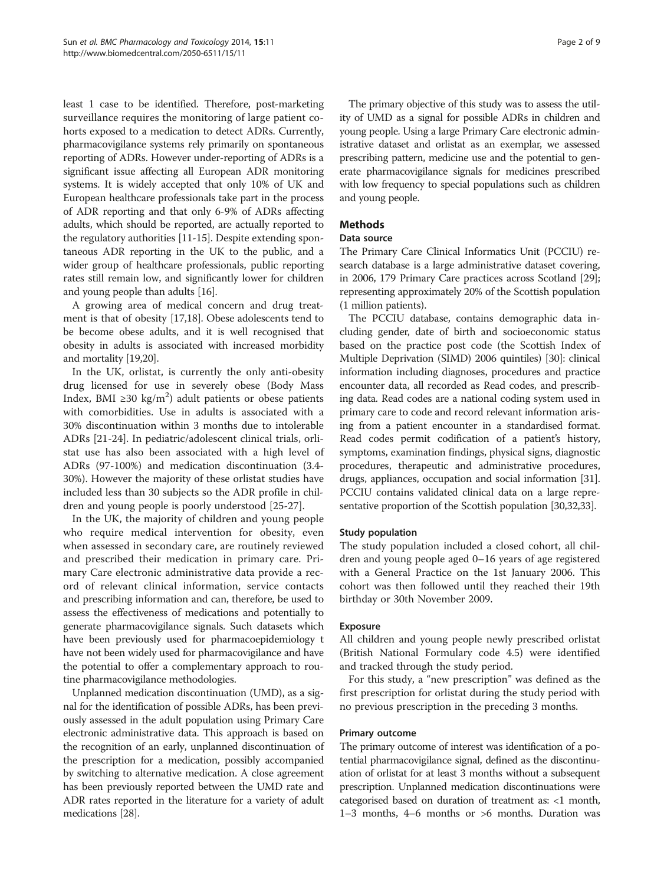least 1 case to be identified. Therefore, post-marketing surveillance requires the monitoring of large patient cohorts exposed to a medication to detect ADRs. Currently, pharmacovigilance systems rely primarily on spontaneous reporting of ADRs. However under-reporting of ADRs is a significant issue affecting all European ADR monitoring systems. It is widely accepted that only 10% of UK and European healthcare professionals take part in the process of ADR reporting and that only 6-9% of ADRs affecting adults, which should be reported, are actually reported to the regulatory authorities [11-15]. Despite extending spontaneous ADR reporting in the UK to the public, and a wider group of healthcare professionals, public reporting rates still remain low, and significantly lower for children and young people than adults [16].

A growing area of medical concern and drug treatment is that of obesity [17,18]. Obese adolescents tend to be become obese adults, and it is well recognised that obesity in adults is associated with increased morbidity and mortality [19,20].

In the UK, orlistat, is currently the only anti-obesity drug licensed for use in severely obese (Body Mass Index, BMI $\geq$30 kg/m$^2$) adult patients or obese patients with comorbidities. Use in adults is associated with a 30% discontinuation within 3 months due to intolerable ADRs [21-24]. In pediatric/adolescent clinical trials, orlistat use has also been associated with a high level of ADRs (97-100%) and medication discontinuation (3.4-30%). However the majority of these orlistat studies have included less than 30 subjects so the ADR profile in children and young people is poorly understood [25-27].

In the UK, the majority of children and young people who require medical intervention for obesity, even when assessed in secondary care, are routinely reviewed and prescribed their medication in primary care. Primary Care electronic administrative data provide a record of relevant clinical information, service contacts and prescribing information and can, therefore, be used to assess the effectiveness of medications and potentially to generate pharmacovigilance signals. Such datasets which have been previously used for pharmacoepidemiology t have not been widely used for pharmacovigilance and have the potential to offer a complementary approach to routine pharmacovigilance methodologies.

Unplanned medication discontinuation (UMD), as a signal for the identification of possible ADRs, has been previously assessed in the adult population using Primary Care electronic administrative data. This approach is based on the recognition of an early, unplanned discontinuation of the prescription for a medication, possibly accompanied by switching to alternative medication. A close agreement has been previously reported between the UMD rate and ADR rates reported in the literature for a variety of adult medications [28].

The primary objective of this study was to assess the utility of UMD as a signal for possible ADRs in children and young people. Using a large Primary Care electronic administrative dataset and orlistat as an exemplar, we assessed prescribing pattern, medicine use and the potential to generate pharmacovigilance signals for medicines prescribed with low frequency to special populations such as children and young people.

## Methods

### Data source

The Primary Care Clinical Informatics Unit (PCCIU) research database is a large administrative dataset covering, in 2006, 179 Primary Care practices across Scotland [29]; representing approximately 20% of the Scottish population (1 million patients).

The PCCIU database, contains demographic data including gender, date of birth and socioeconomic status based on the practice post code (the Scottish Index of Multiple Deprivation (SIMD) 2006 quintiles) [30]: clinical information including diagnoses, procedures and practice encounter data, all recorded as Read codes, and prescribing data. Read codes are a national coding system used in primary care to code and record relevant information arising from a patient encounter in a standardised format. Read codes permit codification of a patient's history, symptoms, examination findings, physical signs, diagnostic procedures, therapeutic and administrative procedures, drugs, appliances, occupation and social information [31]. PCCIU contains validated clinical data on a large representative proportion of the Scottish population [30,32,33].

### Study population

The study population included a closed cohort, all children and young people aged 0–16 years of age registered with a General Practice on the 1st January 2006. This cohort was then followed until they reached their 19th birthday or 30th November 2009.

### Exposure

All children and young people newly prescribed orlistat (British National Formulary code 4.5) were identified and tracked through the study period.

For this study, a "new prescription" was defined as the first prescription for orlistat during the study period with no previous prescription in the preceding 3 months.

### Primary outcome

The primary outcome of interest was identification of a potential pharmacovigilance signal, defined as the discontinuation of orlistat for at least 3 months without a subsequent prescription. Unplanned medication discontinuations were categorised based on duration of treatment as: <1 month, 1–3 months, 4–6 months or >6 months. Duration was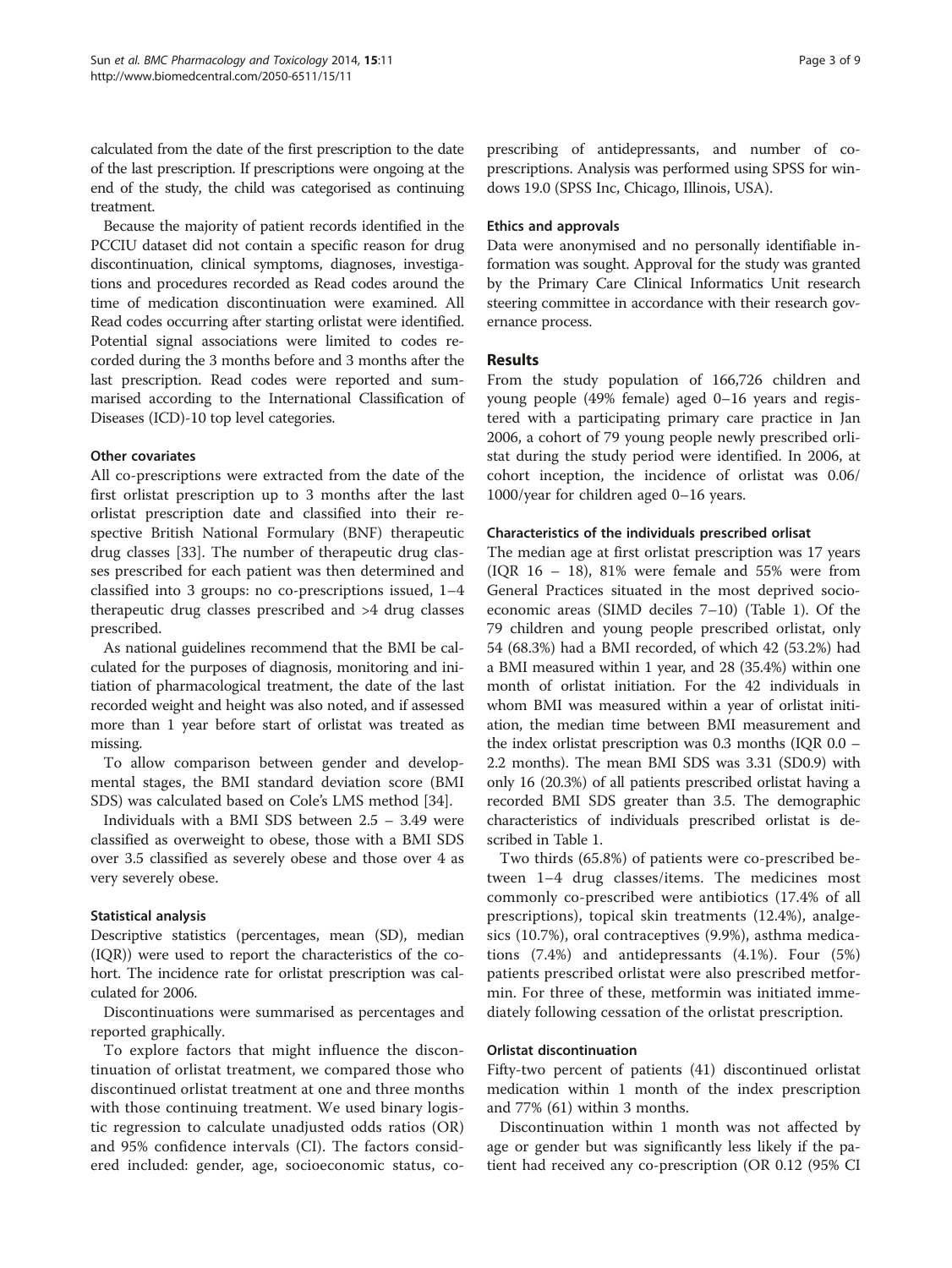calculated from the date of the first prescription to the date of the last prescription. If prescriptions were ongoing at the end of the study, the child was categorised as continuing treatment.

Because the majority of patient records identified in the PCCIU dataset did not contain a specific reason for drug discontinuation, clinical symptoms, diagnoses, investigations and procedures recorded as Read codes around the time of medication discontinuation were examined. All Read codes occurring after starting orlistat were identified. Potential signal associations were limited to codes recorded during the 3 months before and 3 months after the last prescription. Read codes were reported and summarised according to the International Classification of Diseases (ICD)-10 top level categories.

### Other covariates

All co-prescriptions were extracted from the date of the first orlistat prescription up to 3 months after the last orlistat prescription date and classified into their respective British National Formulary (BNF) therapeutic drug classes [33]. The number of therapeutic drug classes prescribed for each patient was then determined and classified into 3 groups: no co-prescriptions issued, 1–4 therapeutic drug classes prescribed and >4 drug classes prescribed.

As national guidelines recommend that the BMI be calculated for the purposes of diagnosis, monitoring and initiation of pharmacological treatment, the date of the last recorded weight and height was also noted, and if assessed more than 1 year before start of orlistat was treated as missing.

To allow comparison between gender and developmental stages, the BMI standard deviation score (BMI SDS) was calculated based on Cole's LMS method [34].

Individuals with a BMI SDS between 2.5 – 3.49 were classified as overweight to obese, those with a BMI SDS over 3.5 classified as severely obese and those over 4 as very severely obese.

### Statistical analysis

Descriptive statistics (percentages, mean (SD), median (IQR)) were used to report the characteristics of the cohort. The incidence rate for orlistat prescription was calculated for 2006.

Discontinuations were summarised as percentages and reported graphically.

To explore factors that might influence the discontinuation of orlistat treatment, we compared those who discontinued orlistat treatment at one and three months with those continuing treatment. We used binary logistic regression to calculate unadjusted odds ratios (OR) and 95% confidence intervals (CI). The factors considered included: gender, age, socioeconomic status, co-prescribing of antidepressants, and number of co-prescriptions. Analysis was performed using SPSS for windows 19.0 (SPSS Inc, Chicago, Illinois, USA).

### Ethics and approvals

Data were anonymised and no personally identifiable information was sought. Approval for the study was granted by the Primary Care Clinical Informatics Unit research steering committee in accordance with their research governance process.

## Results

From the study population of 166,726 children and young people (49% female) aged 0–16 years and registered with a participating primary care practice in Jan 2006, a cohort of 79 young people newly prescribed orlistat during the study period were identified. In 2006, at cohort inception, the incidence of orlistat was 0.06/1000/year for children aged 0–16 years.

### Characteristics of the individuals prescribed orlisat

The median age at first orlistat prescription was 17 years (IQR 16 – 18), 81% were female and 55% were from General Practices situated in the most deprived socioeconomic areas (SIMD deciles 7–10) (Table 1). Of the 79 children and young people prescribed orlistat, only 54 (68.3%) had a BMI recorded, of which 42 (53.2%) had a BMI measured within 1 year, and 28 (35.4%) within one month of orlistat initiation. For the 42 individuals in whom BMI was measured within a year of orlistat initiation, the median time between BMI measurement and the index orlistat prescription was 0.3 months (IQR 0.0 – 2.2 months). The mean BMI SDS was 3.31 (SD0.9) with only 16 (20.3%) of all patients prescribed orlistat having a recorded BMI SDS greater than 3.5. The demographic characteristics of individuals prescribed orlistat is described in Table 1.

Two thirds (65.8%) of patients were co-prescribed between 1–4 drug classes/items. The medicines most commonly co-prescribed were antibiotics (17.4% of all prescriptions), topical skin treatments (12.4%), analgesics (10.7%), oral contraceptives (9.9%), asthma medications (7.4%) and antidepressants (4.1%). Four (5%) patients prescribed orlistat were also prescribed metformin. For three of these, metformin was initiated immediately following cessation of the orlistat prescription.

### Orlistat discontinuation

Fifty-two percent of patients (41) discontinued orlistat medication within 1 month of the index prescription and 77% (61) within 3 months.

Discontinuation within 1 month was not affected by age or gender but was significantly less likely if the patient had received any co-prescription (OR 0.12 (95% CI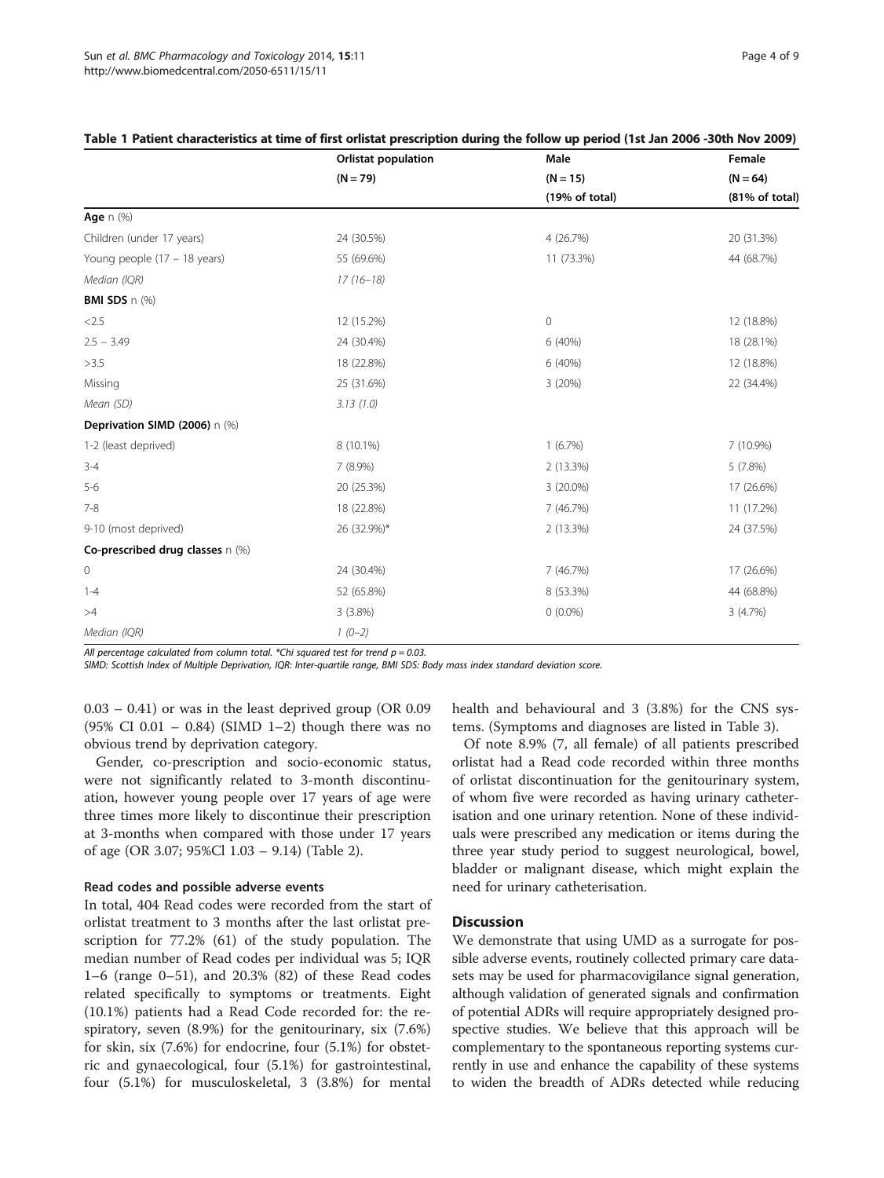**Table 1 Patient characteristics at time of first orlistat prescription during the follow up period (1st Jan 2006 -30th Nov 2009)**

| | Orlistat population (N = 79) | Male (N = 15) (19% of total) | Female (N = 64) (81% of total) |
|---|---|---|---|
| **Age** n (%) | | | |
| Children (under 17 years) | 24 (30.5%) | 4 (26.7%) | 20 (31.3%) |
| Young people (17 – 18 years) | 55 (69.6%) | 11 (73.3%) | 44 (68.7%) |
| *Median (IQR)* | *17 (16–18)* | | |
| **BMI SDS** n (%) | | | |
| <2.5 | 12 (15.2%) | 0 | 12 (18.8%) |
| 2.5 – 3.49 | 24 (30.4%) | 6 (40%) | 18 (28.1%) |
| >3.5 | 18 (22.8%) | 6 (40%) | 12 (18.8%) |
| Missing | 25 (31.6%) | 3 (20%) | 22 (34.4%) |
| *Mean (SD)* | *3.13 (1.0)* | | |
| **Deprivation SIMD (2006)** n (%) | | | |
| 1-2 (least deprived) | 8 (10.1%) | 1 (6.7%) | 7 (10.9%) |
| 3-4 | 7 (8.9%) | 2 (13.3%) | 5 (7.8%) |
| 5-6 | 20 (25.3%) | 3 (20.0%) | 17 (26.6%) |
| 7-8 | 18 (22.8%) | 7 (46.7%) | 11 (17.2%) |
| 9-10 (most deprived) | 26 (32.9%)* | 2 (13.3%) | 24 (37.5%) |
| **Co-prescribed drug classes** n (%) | | | |
| 0 | 24 (30.4%) | 7 (46.7%) | 17 (26.6%) |
| 1-4 | 52 (65.8%) | 8 (53.3%) | 44 (68.8%) |
| >4 | 3 (3.8%) | 0 (0.0%) | 3 (4.7%) |
| *Median (IQR)* | *1 (0–2)* | | |

*All percentage calculated from column total. *Chi squared test for trend p = 0.03.*

*SIMD: Scottish Index of Multiple Deprivation, IQR: Inter-quartile range, BMI SDS: Body mass index standard deviation score.*

0.03 – 0.41) or was in the least deprived group (OR 0.09 (95% CI 0.01 – 0.84) (SIMD 1–2) though there was no obvious trend by deprivation category.

Gender, co-prescription and socio-economic status, were not significantly related to 3-month discontinuation, however young people over 17 years of age were three times more likely to discontinue their prescription at 3-months when compared with those under 17 years of age (OR 3.07; 95%Cl 1.03 – 9.14) (Table 2).

### Read codes and possible adverse events

In total, 404 Read codes were recorded from the start of orlistat treatment to 3 months after the last orlistat prescription for 77.2% (61) of the study population. The median number of Read codes per individual was 5; IQR 1–6 (range 0–51), and 20.3% (82) of these Read codes related specifically to symptoms or treatments. Eight (10.1%) patients had a Read Code recorded for: the respiratory, seven (8.9%) for the genitourinary, six (7.6%) for skin, six (7.6%) for endocrine, four (5.1%) for obstetric and gynaecological, four (5.1%) for gastrointestinal, four (5.1%) for musculoskeletal, 3 (3.8%) for mental health and behavioural and 3 (3.8%) for the CNS systems. (Symptoms and diagnoses are listed in Table 3).

Of note 8.9% (7, all female) of all patients prescribed orlistat had a Read code recorded within three months of orlistat discontinuation for the genitourinary system, of whom five were recorded as having urinary catheterisation and one urinary retention. None of these individuals were prescribed any medication or items during the three year study period to suggest neurological, bowel, bladder or malignant disease, which might explain the need for urinary catheterisation.

## Discussion

We demonstrate that using UMD as a surrogate for possible adverse events, routinely collected primary care datasets may be used for pharmacovigilance signal generation, although validation of generated signals and confirmation of potential ADRs will require appropriately designed prospective studies. We believe that this approach will be complementary to the spontaneous reporting systems currently in use and enhance the capability of these systems to widen the breadth of ADRs detected while reducing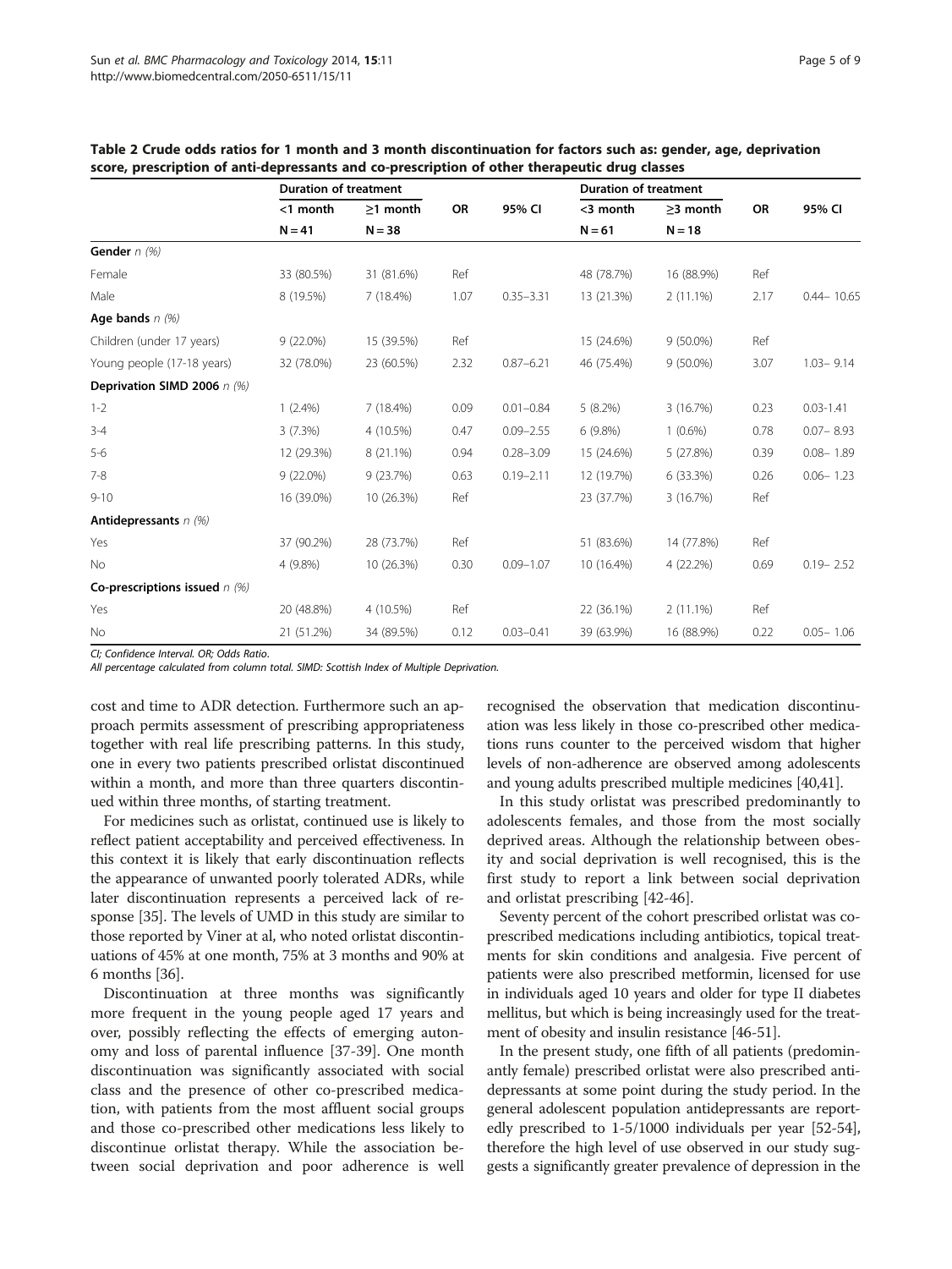**Table 2 Crude odds ratios for 1 month and 3 month discontinuation for factors such as: gender, age, deprivation score, prescription of anti-depressants and co-prescription of other therapeutic drug classes**

| | Duration of treatment | | OR | 95% CI | Duration of treatment | | OR | 95% CI |
|---|---|---|---|---|---|---|---|---|
| | <1 month | ≥1 month | | | <3 month | ≥3 month | | |
| | N = 41 | N = 38 | | | N = 61 | N = 18 | | |
| **Gender** *n (%)* | | | | | | | | |
| Female | 33 (80.5%) | 31 (81.6%) | Ref | | 48 (78.7%) | 16 (88.9%) | Ref | |
| Male | 8 (19.5%) | 7 (18.4%) | 1.07 | 0.35–3.31 | 13 (21.3%) | 2 (11.1%) | 2.17 | 0.44– 10.65 |
| **Age bands** *n (%)* | | | | | | | | |
| Children (under 17 years) | 9 (22.0%) | 15 (39.5%) | Ref | | 15 (24.6%) | 9 (50.0%) | Ref | |
| Young people (17-18 years) | 32 (78.0%) | 23 (60.5%) | 2.32 | 0.87–6.21 | 46 (75.4%) | 9 (50.0%) | 3.07 | 1.03– 9.14 |
| **Deprivation SIMD 2006** *n (%)* | | | | | | | | |
| 1-2 | 1 (2.4%) | 7 (18.4%) | 0.09 | 0.01–0.84 | 5 (8.2%) | 3 (16.7%) | 0.23 | 0.03-1.41 |
| 3-4 | 3 (7.3%) | 4 (10.5%) | 0.47 | 0.09–2.55 | 6 (9.8%) | 1 (0.6%) | 0.78 | 0.07– 8.93 |
| 5-6 | 12 (29.3%) | 8 (21.1%) | 0.94 | 0.28–3.09 | 15 (24.6%) | 5 (27.8%) | 0.39 | 0.08– 1.89 |
| 7-8 | 9 (22.0%) | 9 (23.7%) | 0.63 | 0.19–2.11 | 12 (19.7%) | 6 (33.3%) | 0.26 | 0.06– 1.23 |
| 9-10 | 16 (39.0%) | 10 (26.3%) | Ref | | 23 (37.7%) | 3 (16.7%) | Ref | |
| **Antidepressants** *n (%)* | | | | | | | | |
| Yes | 37 (90.2%) | 28 (73.7%) | Ref | | 51 (83.6%) | 14 (77.8%) | Ref | |
| No | 4 (9.8%) | 10 (26.3%) | 0.30 | 0.09–1.07 | 10 (16.4%) | 4 (22.2%) | 0.69 | 0.19– 2.52 |
| **Co-prescriptions issued** *n (%)* | | | | | | | | |
| Yes | 20 (48.8%) | 4 (10.5%) | Ref | | 22 (36.1%) | 2 (11.1%) | Ref | |
| No | 21 (51.2%) | 34 (89.5%) | 0.12 | 0.03–0.41 | 39 (63.9%) | 16 (88.9%) | 0.22 | 0.05– 1.06 |

*CI; Confidence Interval. OR; Odds Ratio.*
*All percentage calculated from column total. SIMD: Scottish Index of Multiple Deprivation.*

cost and time to ADR detection. Furthermore such an approach permits assessment of prescribing appropriateness together with real life prescribing patterns. In this study, one in every two patients prescribed orlistat discontinued within a month, and more than three quarters discontinued within three months, of starting treatment.

For medicines such as orlistat, continued use is likely to reflect patient acceptability and perceived effectiveness. In this context it is likely that early discontinuation reflects the appearance of unwanted poorly tolerated ADRs, while later discontinuation represents a perceived lack of response [35]. The levels of UMD in this study are similar to those reported by Viner at al, who noted orlistat discontinuations of 45% at one month, 75% at 3 months and 90% at 6 months [36].

Discontinuation at three months was significantly more frequent in the young people aged 17 years and over, possibly reflecting the effects of emerging autonomy and loss of parental influence [37-39]. One month discontinuation was significantly associated with social class and the presence of other co-prescribed medication, with patients from the most affluent social groups and those co-prescribed other medications less likely to discontinue orlistat therapy. While the association between social deprivation and poor adherence is well recognised the observation that medication discontinuation was less likely in those co-prescribed other medications runs counter to the perceived wisdom that higher levels of non-adherence are observed among adolescents and young adults prescribed multiple medicines [40,41].

In this study orlistat was prescribed predominantly to adolescents females, and those from the most socially deprived areas. Although the relationship between obesity and social deprivation is well recognised, this is the first study to report a link between social deprivation and orlistat prescribing [42-46].

Seventy percent of the cohort prescribed orlistat was co-prescribed medications including antibiotics, topical treatments for skin conditions and analgesia. Five percent of patients were also prescribed metformin, licensed for use in individuals aged 10 years and older for type II diabetes mellitus, but which is being increasingly used for the treatment of obesity and insulin resistance [46-51].

In the present study, one fifth of all patients (predominantly female) prescribed orlistat were also prescribed antidepressants at some point during the study period. In the general adolescent population antidepressants are reportedly prescribed to 1-5/1000 individuals per year [52-54], therefore the high level of use observed in our study suggests a significantly greater prevalence of depression in the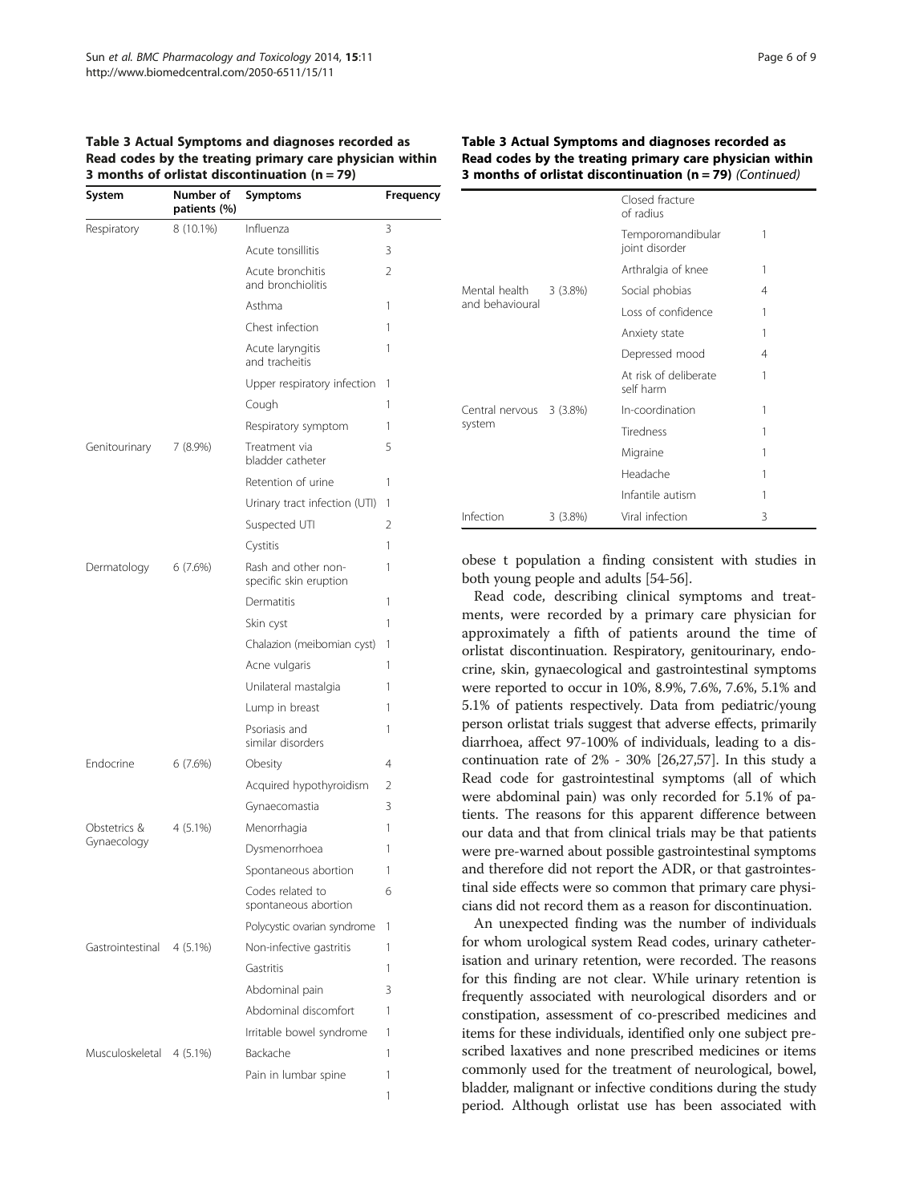**Table 3 Actual Symptoms and diagnoses recorded as Read codes by the treating primary care physician within 3 months of orlistat discontinuation (n = 79)**

| System | Number of patients (%) | Symptoms | Frequency |
| --- | --- | --- | --- |
| Respiratory | 8 (10.1%) | Influenza | 3 |
| | | Acute tonsillitis | 3 |
| | | Acute bronchitis and bronchiolitis | 2 |
| | | Asthma | 1 |
| | | Chest infection | 1 |
| | | Acute laryngitis and tracheitis | 1 |
| | | Upper respiratory infection | 1 |
| | | Cough | 1 |
| | | Respiratory symptom | 1 |
| Genitourinary | 7 (8.9%) | Treatment via bladder catheter | 5 |
| | | Retention of urine | 1 |
| | | Urinary tract infection (UTI) | 1 |
| | | Suspected UTI | 2 |
| | | Cystitis | 1 |
| Dermatology | 6 (7.6%) | Rash and other non-specific skin eruption | 1 |
| | | Dermatitis | 1 |
| | | Skin cyst | 1 |
| | | Chalazion (meibomian cyst) | 1 |
| | | Acne vulgaris | 1 |
| | | Unilateral mastalgia | 1 |
| | | Lump in breast | 1 |
| | | Psoriasis and similar disorders | 1 |
| Endocrine | 6 (7.6%) | Obesity | 4 |
| | | Acquired hypothyroidism | 2 |
| | | Gynaecomastia | 3 |
| Obstetrics & Gynaecology | 4 (5.1%) | Menorrhagia | 1 |
| | | Dysmenorrhoea | 1 |
| | | Spontaneous abortion | 1 |
| | | Codes related to spontaneous abortion | 6 |
| | | Polycystic ovarian syndrome | 1 |
| Gastrointestinal | 4 (5.1%) | Non-infective gastritis | 1 |
| | | Gastritis | 1 |
| | | Abdominal pain | 3 |
| | | Abdominal discomfort | 1 |
| | | Irritable bowel syndrome | 1 |
| Musculoskeletal | 4 (5.1%) | Backache | 1 |
| | | Pain in lumbar spine | 1 |
| | | Closed fracture of radius | 1 |
| | | Temporomandibular joint disorder | 1 |
| | | Arthralgia of knee | 1 |
| Mental health and behavioural | 3 (3.8%) | Social phobias | 4 |
| | | Loss of confidence | 1 |
| | | Anxiety state | 1 |
| | | Depressed mood | 4 |
| | | At risk of deliberate self harm | 1 |
| Central nervous system | 3 (3.8%) | In-coordination | 1 |
| | | Tiredness | 1 |
| | | Migraine | 1 |
| | | Headache | 1 |
| | | Infantile autism | 1 |
| Infection | 3 (3.8%) | Viral infection | 3 |

obese t population a finding consistent with studies in both young people and adults [54-56].

Read code, describing clinical symptoms and treatments, were recorded by a primary care physician for approximately a fifth of patients around the time of orlistat discontinuation. Respiratory, genitourinary, endocrine, skin, gynaecological and gastrointestinal symptoms were reported to occur in 10%, 8.9%, 7.6%, 7.6%, 5.1% and 5.1% of patients respectively. Data from pediatric/young person orlistat trials suggest that adverse effects, primarily diarrhoea, affect 97-100% of individuals, leading to a discontinuation rate of 2% - 30% [26,27,57]. In this study a Read code for gastrointestinal symptoms (all of which were abdominal pain) was only recorded for 5.1% of patients. The reasons for this apparent difference between our data and that from clinical trials may be that patients were pre-warned about possible gastrointestinal symptoms and therefore did not report the ADR, or that gastrointestinal side effects were so common that primary care physicians did not record them as a reason for discontinuation.

An unexpected finding was the number of individuals for whom urological system Read codes, urinary catheterisation and urinary retention, were recorded. The reasons for this finding are not clear. While urinary retention is frequently associated with neurological disorders and or constipation, assessment of co-prescribed medicines and items for these individuals, identified only one subject prescribed laxatives and none prescribed medicines or items commonly used for the treatment of neurological, bowel, bladder, malignant or infective conditions during the study period. Although orlistat use has been associated with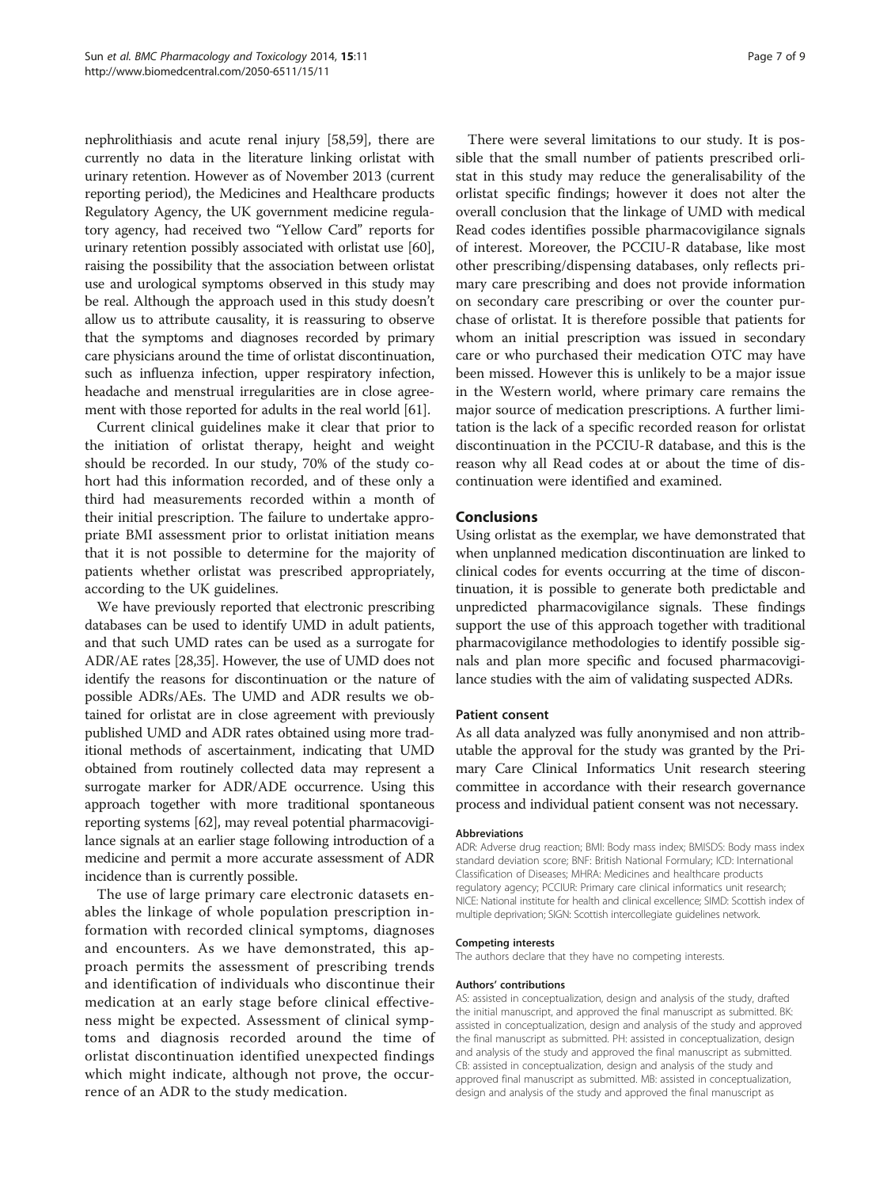nephrolithiasis and acute renal injury [58,59], there are currently no data in the literature linking orlistat with urinary retention. However as of November 2013 (current reporting period), the Medicines and Healthcare products Regulatory Agency, the UK government medicine regulatory agency, had received two "Yellow Card" reports for urinary retention possibly associated with orlistat use [60], raising the possibility that the association between orlistat use and urological symptoms observed in this study may be real. Although the approach used in this study doesn't allow us to attribute causality, it is reassuring to observe that the symptoms and diagnoses recorded by primary care physicians around the time of orlistat discontinuation, such as influenza infection, upper respiratory infection, headache and menstrual irregularities are in close agreement with those reported for adults in the real world [61].

Current clinical guidelines make it clear that prior to the initiation of orlistat therapy, height and weight should be recorded. In our study, 70% of the study cohort had this information recorded, and of these only a third had measurements recorded within a month of their initial prescription. The failure to undertake appropriate BMI assessment prior to orlistat initiation means that it is not possible to determine for the majority of patients whether orlistat was prescribed appropriately, according to the UK guidelines.

We have previously reported that electronic prescribing databases can be used to identify UMD in adult patients, and that such UMD rates can be used as a surrogate for ADR/AE rates [28,35]. However, the use of UMD does not identify the reasons for discontinuation or the nature of possible ADRs/AEs. The UMD and ADR results we obtained for orlistat are in close agreement with previously published UMD and ADR rates obtained using more traditional methods of ascertainment, indicating that UMD obtained from routinely collected data may represent a surrogate marker for ADR/ADE occurrence. Using this approach together with more traditional spontaneous reporting systems [62], may reveal potential pharmacovigilance signals at an earlier stage following introduction of a medicine and permit a more accurate assessment of ADR incidence than is currently possible.

The use of large primary care electronic datasets enables the linkage of whole population prescription information with recorded clinical symptoms, diagnoses and encounters. As we have demonstrated, this approach permits the assessment of prescribing trends and identification of individuals who discontinue their medication at an early stage before clinical effectiveness might be expected. Assessment of clinical symptoms and diagnosis recorded around the time of orlistat discontinuation identified unexpected findings which might indicate, although not prove, the occurrence of an ADR to the study medication.

There were several limitations to our study. It is possible that the small number of patients prescribed orlistat in this study may reduce the generalisability of the orlistat specific findings; however it does not alter the overall conclusion that the linkage of UMD with medical Read codes identifies possible pharmacovigilance signals of interest. Moreover, the PCCIU-R database, like most other prescribing/dispensing databases, only reflects primary care prescribing and does not provide information on secondary care prescribing or over the counter purchase of orlistat. It is therefore possible that patients for whom an initial prescription was issued in secondary care or who purchased their medication OTC may have been missed. However this is unlikely to be a major issue in the Western world, where primary care remains the major source of medication prescriptions. A further limitation is the lack of a specific recorded reason for orlistat discontinuation in the PCCIU-R database, and this is the reason why all Read codes at or about the time of discontinuation were identified and examined.

## Conclusions

Using orlistat as the exemplar, we have demonstrated that when unplanned medication discontinuation are linked to clinical codes for events occurring at the time of discontinuation, it is possible to generate both predictable and unpredicted pharmacovigilance signals. These findings support the use of this approach together with traditional pharmacovigilance methodologies to identify possible signals and plan more specific and focused pharmacovigilance studies with the aim of validating suspected ADRs.

### Patient consent

As all data analyzed was fully anonymised and non attributable the approval for the study was granted by the Primary Care Clinical Informatics Unit research steering committee in accordance with their research governance process and individual patient consent was not necessary.

#### Abbreviations

ADR: Adverse drug reaction; BMI: Body mass index; BMISDS: Body mass index standard deviation score; BNF: British National Formulary; ICD: International Classification of Diseases; MHRA: Medicines and healthcare products regulatory agency; PCCIUR: Primary care clinical informatics unit research; NICE: National institute for health and clinical excellence; SIMD: Scottish index of multiple deprivation; SIGN: Scottish intercollegiate guidelines network.

#### Competing interests

The authors declare that they have no competing interests.

#### Authors' contributions

AS: assisted in conceptualization, design and analysis of the study, drafted the initial manuscript, and approved the final manuscript as submitted. BK: assisted in conceptualization, design and analysis of the study and approved the final manuscript as submitted. PH: assisted in conceptualization, design and analysis of the study and approved the final manuscript as submitted. CB: assisted in conceptualization, design and analysis of the study and approved final manuscript as submitted. MB: assisted in conceptualization, design and analysis of the study and approved the final manuscript as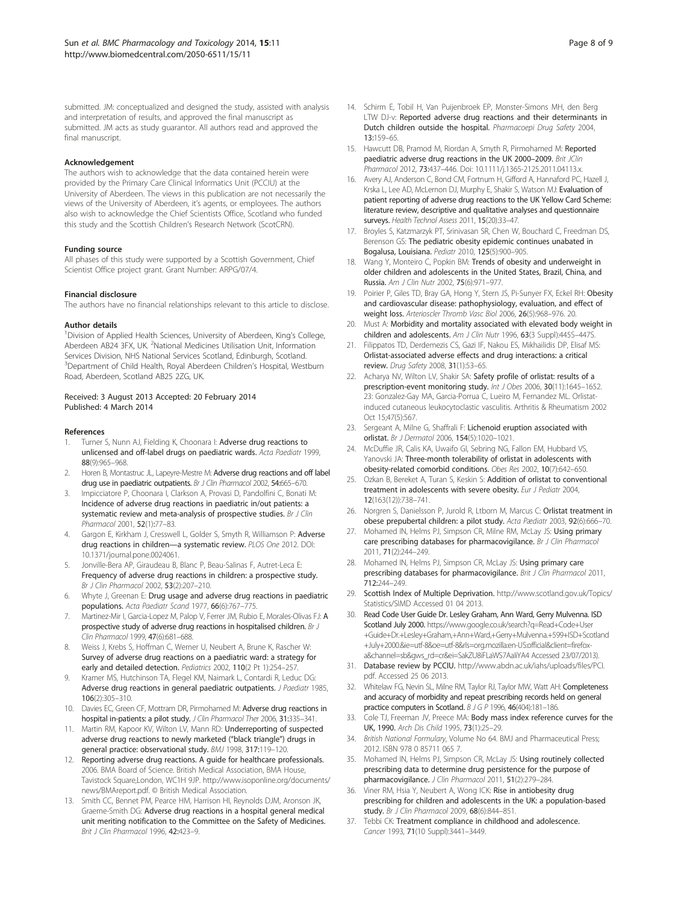submitted. JM: conceptualized and designed the study, assisted with analysis and interpretation of results, and approved the final manuscript as submitted. JM acts as study guarantor. All authors read and approved the final manuscript.

#### Acknowledgement

The authors wish to acknowledge that the data contained herein were provided by the Primary Care Clinical Informatics Unit (PCCIU) at the University of Aberdeen. The views in this publication are not necessarily the views of the University of Aberdeen, it's agents, or employees. The authors also wish to acknowledge the Chief Scientists Office, Scotland who funded this study and the Scottish Children's Research Network (ScotCRN).

#### Funding source

All phases of this study were supported by a Scottish Government, Chief Scientist Office project grant. Grant Number: ARPG/07/4.

#### Financial disclosure

The authors have no financial relationships relevant to this article to disclose.

#### Author details

[1]Division of Applied Health Sciences, University of Aberdeen, King's College, Aberdeen AB24 3FX, UK. [2]National Medicines Utilisation Unit, Information Services Division, NHS National Services Scotland, Edinburgh, Scotland. [3]Department of Child Health, Royal Aberdeen Children's Hospital, Westburn Road, Aberdeen, Scotland AB25 2ZG, UK.

Received: 3 August 2013 Accepted: 20 February 2014
Published: 4 March 2014

#### References

1. Turner S, Nunn AJ, Fielding K, Choonara I: **Adverse drug reactions to unlicensed and off-label drugs on paediatric wards.** *Acta Paediatr* 1999, **88**(9):965–968.
2. Horen B, Montastruc JL, Lapeyre-Mestre M: **Adverse drug reactions and off label drug use in paediatric outpatients.** *Br J Clin Pharmacol* 2002, **54:**665–670.
3. Impicciatore P, Choonara I, Clarkson A, Provasi D, Pandolfini C, Bonati M: **Incidence of adverse drug reactions in paediatric in/out patients: a systematic review and meta-analysis of prospective studies.** *Br J Clin Pharmacol* 2001, **52**(1)**:**77–83.
4. Gargon E, Kirkham J, Cresswell L, Golder S, Smyth R, Williamson P: **Adverse drug reactions in children—a systematic review.** *PLOS One* 2012. DOI: 10.1371/journal.pone.0024061.
5. Jonville-Bera AP, Giraudeau B, Blanc P, Beau-Salinas F, Autret-Leca E: **Frequency of adverse drug reactions in children: a prospective study.** *Br J Clin Pharmacol* 2002, **53**(2):207–210.
6. Whyte J, Greenan E: **Drug usage and adverse drug reactions in paediatric populations.** *Acta Paediatr Scand* 1977, **66**(6):767–775.
7. Martinez-Mir I, Garcia-Lopez M, Palop V, Ferrer JM, Rubio E, Morales-Olivas FJ: **A prospective study of adverse drug reactions in hospitalised children.** *Br J Clin Pharmacol* 1999, **47**(6):681–688.
8. Weiss J, Krebs S, Hoffman C, Werner U, Neubert A, Brune K, Rascher W: **Survey of adverse drug reactions on a paediatric ward: a strategy for early and detailed detection.** *Pediatrics* 2002, **110**(2 Pt 1):254–257.
9. Kramer MS, Hutchinson TA, Flegel KM, Naimark L, Contardi R, Leduc DG: **Adverse drug reactions in general paediatric outpatients.** *J Paediatr* 1985, **106**(2):305–310.
10. Davies EC, Green CF, Mottram DR, Pirmohamed M: **Adverse drug reactions in hospital in-patients: a pilot study.** *J Clin Pharmacol Ther* 2006, **31:**335–341.
11. Martin RM, Kapoor KV, Wilton LV, Mann RD: **Underreporting of suspected adverse drug reactions to newly marketed ("black triangle") drugs in general practice: observational study.** *BMJ* 1998, **317:**119–120.
12. **Reporting adverse drug reactions. A guide for healthcare professionals.** 2006. BMA Board of Science. British Medical Association, BMA House, Tavistock Square,London, WC1H 9JP. http://www.isoponline.org/documents/news/BMAreport.pdf. © British Medical Association.
13. Smith CC, Bennet PM, Pearce HM, Harrison HI, Reynolds DJM, Aronson JK, Graeme-Smith DG: **Adverse drug reactions in a hospital general medical unit meriting notification to the Committee on the Safety of Medicines.** *Brit J Clin Pharmacol* 1996, **42:**423–9.
14. Schirm E, Tobil H, Van Puijenbroek EP, Monster-Simons MH, den Berg LTW DJ-v: **Reported adverse drug reactions and their determinants in Dutch children outside the hospital.** *Pharmacoepi Drug Safety* 2004, **13:**159–65.
15. Hawcutt DB, Pramod M, Riordan A, Smyth R, Pirmohamed M: **Reported paediatric adverse drug reactions in the UK 2000–2009.** *Brit JClin Pharmacol* 2012, **73:**437–446. Doi: 10.1111/j.1365-2125.2011.04113.x.
16. Avery AJ, Anderson C, Bond CM, Fortnum H, Gifford A, Hannaford PC, Hazell J, Krska L, Lee AD, McLernon DJ, Murphy E, Shakir S, Watson MJ: **Evaluation of patient reporting of adverse drug reactions to the UK Yellow Card Scheme: literature review, descriptive and qualitative analyses and questionnaire surveys.** *Health Technol Assess* 2011, **15**(20):33–47.
17. Broyles S, Katzmarzyk PT, Srinivasan SR, Chen W, Bouchard C, Freedman DS, Berenson GS: **The pediatric obesity epidemic continues unabated in Bogalusa, Louisiana.** *Pediatr* 2010, **125**(5):900–905.
18. Wang Y, Monteiro C, Popkin BM: **Trends of obesity and underweight in older children and adolescents in the United States, Brazil, China, and Russia.** *Am J Clin Nutr* 2002, **75**(6):971–977.
19. Poirier P, Giles TD, Bray GA, Hong Y, Stern JS, Pi-Sunyer FX, Eckel RH: **Obesity and cardiovascular disease: pathophysiology, evaluation, and effect of weight loss.** *Arterioscler Thromb Vasc Biol* 2006, **26**(5):968–976. 20.
20. Must A: **Morbidity and mortality associated with elevated body weight in children and adolescents.** *Am J Clin Nutr* 1996, **63**(3 Suppl):445S–447S.
21. Filippatos TD, Derdemezis CS, Gazi IF, Nakou ES, Mikhailidis DP, Elisaf MS: **Orlistat-associated adverse effects and drug interactions: a critical review.** *Drug Safety* 2008, **31**(1):53–65.
22. Acharya NV, Wilton LV, Shakir SA: **Safety profile of orlistat: results of a prescription-event monitoring study.** *Int J Obes* 2006, **30**(11):1645–1652. 23: Gonzalez-Gay MA, Garcia-Porrua C, Lueiro M, Fernandez ML. Orlistat-induced cutaneous leukocytoclastic vasculitis. Arthritis & Rheumatism 2002 Oct 15;47(5):567.
23. Sergeant A, Milne G, Shaffrali F: **Lichenoid eruption associated with orlistat.** *Br J Dermatol* 2006, **154**(5):1020–1021.
24. McDuffie JR, Calis KA, Uwaifo GI, Sebring NG, Fallon EM, Hubbard VS, Yanovski JA: **Three-month tolerability of orlistat in adolescents with obesity-related comorbid conditions.** *Obes Res* 2002, **10**(7):642–650.
25. Ozkan B, Bereket A, Turan S, Keskin S: **Addition of orlistat to conventional treatment in adolescents with severe obesity.** *Eur J Pediatr* 2004, **12**(163(12)):738–741.
26. Norgren S, Danielsson P, Jurold R, Ltborn M, Marcus C: **Orlistat treatment in obese prepubertal children: a pilot study.** *Acta Pædiatr* 2003, **92**(6):666–70.
27. Mohamed IN, Helms PJ, Simpson CR, Milne RM, McLay JS: **Using primary care prescribing databases for pharmacovigilance.** *Br J Clin Pharmacol* 2011, **71**(2):244–249.
28. Mohamed IN, Helms PJ, Simpson CR, McLay JS: **Using primary care prescribing databases for pharmacovigilance.** *Brit J Clin Pharmacol* 2011, **712:**244–249.
29. **Scottish Index of Multiple Deprivation.** http://www.scotland.gov.uk/Topics/Statistics/SIMD Accessed 01 04 2013.
30. **Read Code User Guide Dr. Lesley Graham, Ann Ward, Gerry Mulvenna. ISD Scotland July 2000.** https://www.google.co.uk/search?q=Read+Code+User+Guide+Dr.+Lesley+Graham,+Ann+Ward,+Gerry+Mulvenna.+599+ISD+Scotland+July+2000.&ie=utf-8&oe=utf-8&rls=org.mozilla:en-US:official&client=firefox-a&channel=sb&gws_rd=cr&ei=SakZU8iFLaWS7AaliYA4 Accessed 23/07/2013).
31. **Database review by PCCIU.** http://www.abdn.ac.uk/iahs/uploads/files/PCI.pdf. Accessed 25 06 2013.
32. Whitelaw FG, Nevin SL, Milne RM, Taylor RJ, Taylor MW, Watt AH: **Completeness and accuracy of morbidity and repeat prescribing records held on general practice computers in Scotland.** *B J G P* 1996, **46**(404):181–186.
33. Cole TJ, Freeman JV, Preece MA: **Body mass index reference curves for the UK, 1990.** *Arch Dis Child* 1995, **73**(1):25–29.
34. *British National Formulary*, Volume No 64. BMJ and Pharmaceutical Press; 2012. ISBN 978 0 85711 065 7.
35. Mohamed IN, Helms PJ, Simpson CR, McLay JS: **Using routinely collected prescribing data to determine drug persistence for the purpose of pharmacovigilance.** *J Clin Pharmacol* 2011, **51**(2):279–284.
36. Viner RM, Hsia Y, Neubert A, Wong ICK: **Rise in antiobesity drug prescribing for children and adolescents in the UK: a population-based study.** *Br J Clin Pharmacol* 2009, **68**(6):844–851.
37. Tebbi CK: **Treatment compliance in childhood and adolescence.** *Cancer* 1993, **71**(10 Suppl):3441–3449.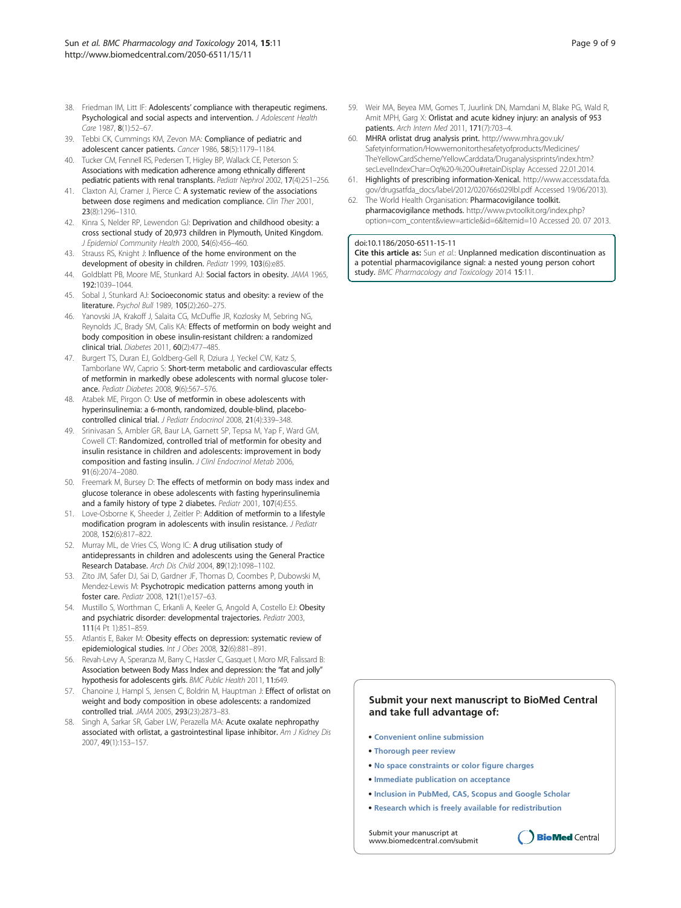38. Friedman IM, Litt IF: **Adolescents' compliance with therapeutic regimens. Psychological and social aspects and intervention.** *J Adolescent Health Care* 1987, **8**(1):52–67.
39. Tebbi CK, Cummings KM, Zevon MA: **Compliance of pediatric and adolescent cancer patients.** *Cancer* 1986, **58**(5):1179–1184.
40. Tucker CM, Fennell RS, Pedersen T, Higley BP, Wallack CE, Peterson S: **Associations with medication adherence among ethnically different pediatric patients with renal transplants.** *Pediatr Nephrol* 2002, **17**(4):251–256.
41. Claxton AJ, Cramer J, Pierce C: **A systematic review of the associations between dose regimens and medication compliance.** *Clin Ther* 2001, **23**(8):1296–1310.
42. Kinra S, Nelder RP, Lewendon GJ: **Deprivation and childhood obesity: a cross sectional study of 20,973 children in Plymouth, United Kingdom.** *J Epidemiol Community Health* 2000, **54**(6):456–460.
43. Strauss RS, Knight J: **Influence of the home environment on the development of obesity in children.** *Pediatr* 1999, **103**(6):e85.
44. Goldblatt PB, Moore ME, Stunkard AJ: **Social factors in obesity.** *JAMA* 1965, **192**:1039–1044.
45. Sobal J, Stunkard AJ: **Socioeconomic status and obesity: a review of the literature.** *Psychol Bull* 1989, **105**(2):260–275.
46. Yanovski JA, Krakoff J, Salaita CG, McDuffie JR, Kozlosky M, Sebring NG, Reynolds JC, Brady SM, Calis KA: **Effects of metformin on body weight and body composition in obese insulin-resistant children: a randomized clinical trial.** *Diabetes* 2011, **60**(2):477–485.
47. Burgert TS, Duran EJ, Goldberg-Gell R, Dziura J, Yeckel CW, Katz S, Tamborlane WV, Caprio S: **Short-term metabolic and cardiovascular effects of metformin in markedly obese adolescents with normal glucose tolerance.** *Pediatr Diabetes* 2008, **9**(6):567–576.
48. Atabek ME, Pirgon O: **Use of metformin in obese adolescents with hyperinsulinemia: a 6-month, randomized, double-blind, placebo-controlled clinical trial.** *J Pediatr Endocrinol* 2008, **21**(4):339–348.
49. Srinivasan S, Ambler GR, Baur LA, Garnett SP, Tepsa M, Yap F, Ward GM, Cowell CT: **Randomized, controlled trial of metformin for obesity and insulin resistance in children and adolescents: improvement in body composition and fasting insulin.** *J Clinl Endocrinol Metab* 2006, **91**(6):2074–2080.
50. Freemark M, Bursey D: **The effects of metformin on body mass index and glucose tolerance in obese adolescents with fasting hyperinsulinemia and a family history of type 2 diabetes.** *Pediatr* 2001, **107**(4):E55.
51. Love-Osborne K, Sheeder J, Zeitler P: **Addition of metformin to a lifestyle modification program in adolescents with insulin resistance.** *J Pediatr* 2008, **152**(6):817–822.
52. Murray ML, de Vries CS, Wong IC: **A drug utilisation study of antidepressants in children and adolescents using the General Practice Research Database.** *Arch Dis Child* 2004, **89**(12):1098–1102.
53. Zito JM, Safer DJ, Sai D, Gardner JF, Thomas D, Coombes P, Dubowski M, Mendez-Lewis M: **Psychotropic medication patterns among youth in foster care.** *Pediatr* 2008, **121**(1):e157–63.
54. Mustillo S, Worthman C, Erkanli A, Keeler G, Angold A, Costello EJ: **Obesity and psychiatric disorder: developmental trajectories.** *Pediatr* 2003, **111**(4 Pt 1):851–859.
55. Atlantis E, Baker M: **Obesity effects on depression: systematic review of epidemiological studies.** *Int J Obes* 2008, **32**(6):881–891.
56. Revah-Levy A, Speranza M, Barry C, Hassler C, Gasquet I, Moro MR, Falissard B: **Association between Body Mass Index and depression: the "fat and jolly" hypothesis for adolescents girls.** *BMC Public Health* 2011, **11**:649.
57. Chanoine J, Hampl S, Jensen C, Boldrin M, Hauptman J: **Effect of orlistat on weight and body composition in obese adolescents: a randomized controlled trial.** *JAMA* 2005, **293**(23):2873–83.
58. Singh A, Sarkar SR, Gaber LW, Perazella MA: **Acute oxalate nephropathy associated with orlistat, a gastrointestinal lipase inhibitor.** *Am J Kidney Dis* 2007, **49**(1):153–157.
59. Weir MA, Beyea MM, Gomes T, Juurlink DN, Mamdani M, Blake PG, Wald R, Amit MPH, Garg X: **Orlistat and acute kidney injury: an analysis of 953 patients.** *Arch Intern Med* 2011, **171**(7):703–4.
60. **MHRA orlistat drug analysis print.** http://www.mhra.gov.uk/Safetyinformation/Howwemonitorthesafetyofproducts/Medicines/TheYellowCardScheme/YellowCarddata/Druganalysisprints/index.htm?secLevelIndexChar=Oq%20-%20Ou#retainDisplay Accessed 22.01.2014.
61. **Highlights of prescribing information-Xenical.** http://www.accessdata.fda.gov/drugsatfda_docs/label/2012/020766s029lbl.pdf Accessed 19/06/2013).
62. The World Health Organisation: **Pharmacovigilance toolkit. pharmacovigilance methods.** http://www.pvtoolkit.org/index.php?option=com_content&view=article&id=6&Itemid=10 Accessed 20. 07 2013.

doi:10.1186/2050-6511-15-11

**Cite this article as:** Sun *et al.*: Unplanned medication discontinuation as a potential pharmacovigilance signal: a nested young person cohort study. *BMC Pharmacology and Toxicology* 2014 **15**:11.

**Submit your next manuscript to BioMed Central and take full advantage of:**

- **Convenient online submission**
- **Thorough peer review**
- **No space constraints or color figure charges**
- **Immediate publication on acceptance**
- **Inclusion in PubMed, CAS, Scopus and Google Scholar**
- **Research which is freely available for redistribution**

Submit your manuscript at www.biomedcentral.com/submit

BioMed Central